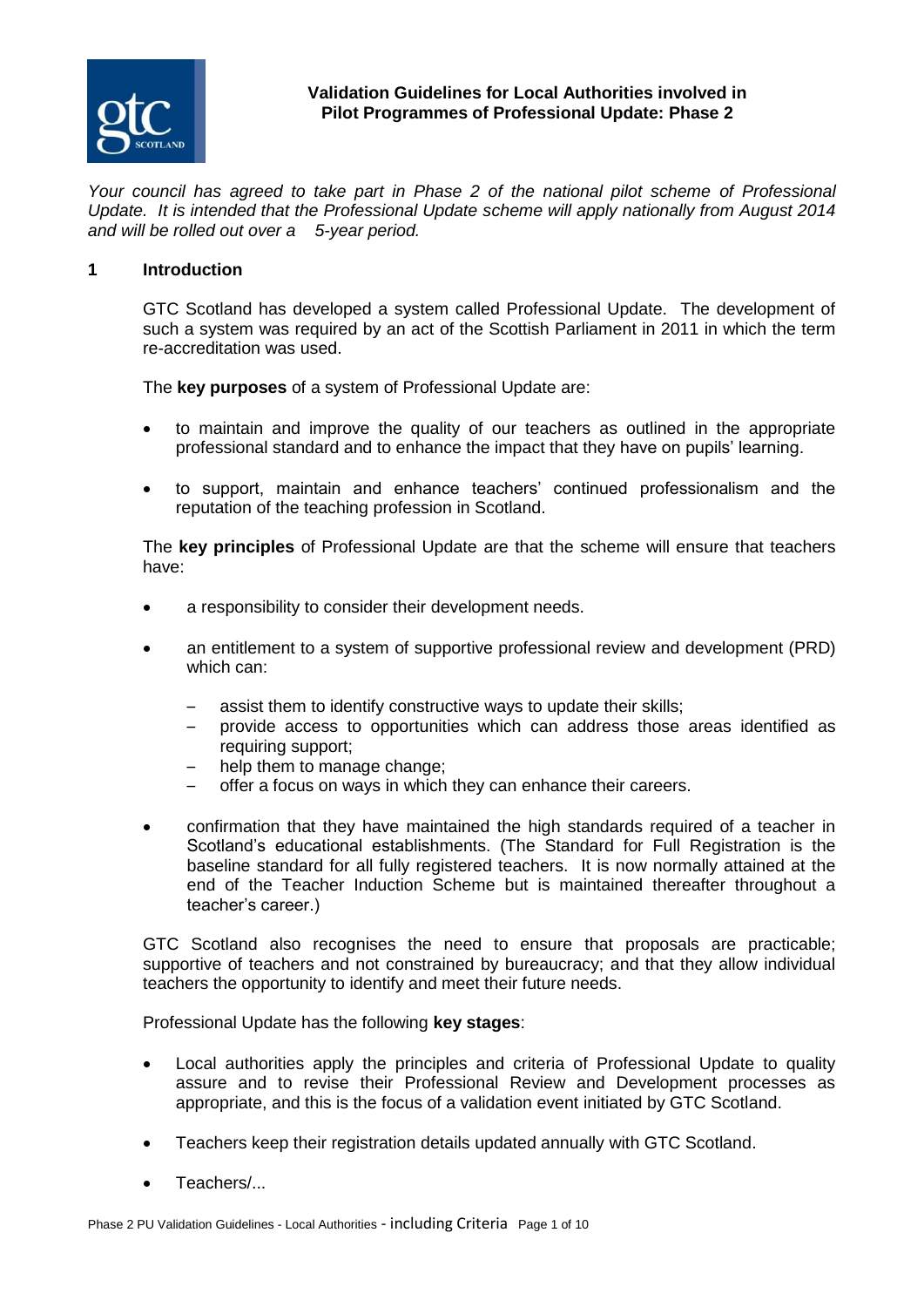# Validation Guidelines for Local Authorities involved in Pilot Programmes of Professional Update: Phase 2

*Your council has agreed to take part in Phase 2 of the national pilot scheme of Professional Update. It is intended that the Professional Update scheme will apply nationally from August 2014 and will be rolled out over a 5-year period.*

## 1 Introduction

GTC Scotland has developed a system called Professional Update. The development of such a system was required by an act of the Scottish Parliament in 2011 in which the term re-accreditation was used.

The **key purposes** of a system of Professional Update are:

- to maintain and improve the quality of our teachers as outlined in the appropriate professional standard and to enhance the impact that they have on pupils' learning.
- to support, maintain and enhance teachers' continued professionalism and the reputation of the teaching profession in Scotland.

The **key principles** of Professional Update are that the scheme will ensure that teachers have:

- a responsibility to consider their development needs.
- an entitlement to a system of supportive professional review and development (PRD) which can:
  - assist them to identify constructive ways to update their skills;
  - provide access to opportunities which can address those areas identified as requiring support;
  - help them to manage change;
  - offer a focus on ways in which they can enhance their careers.
- confirmation that they have maintained the high standards required of a teacher in Scotland's educational establishments. (The Standard for Full Registration is the baseline standard for all fully registered teachers. It is now normally attained at the end of the Teacher Induction Scheme but is maintained thereafter throughout a teacher's career.)

GTC Scotland also recognises the need to ensure that proposals are practicable; supportive of teachers and not constrained by bureaucracy; and that they allow individual teachers the opportunity to identify and meet their future needs.

Professional Update has the following **key stages**:

- Local authorities apply the principles and criteria of Professional Update to quality assure and to revise their Professional Review and Development processes as appropriate, and this is the focus of a validation event initiated by GTC Scotland.
- Teachers keep their registration details updated annually with GTC Scotland.
- Teachers/...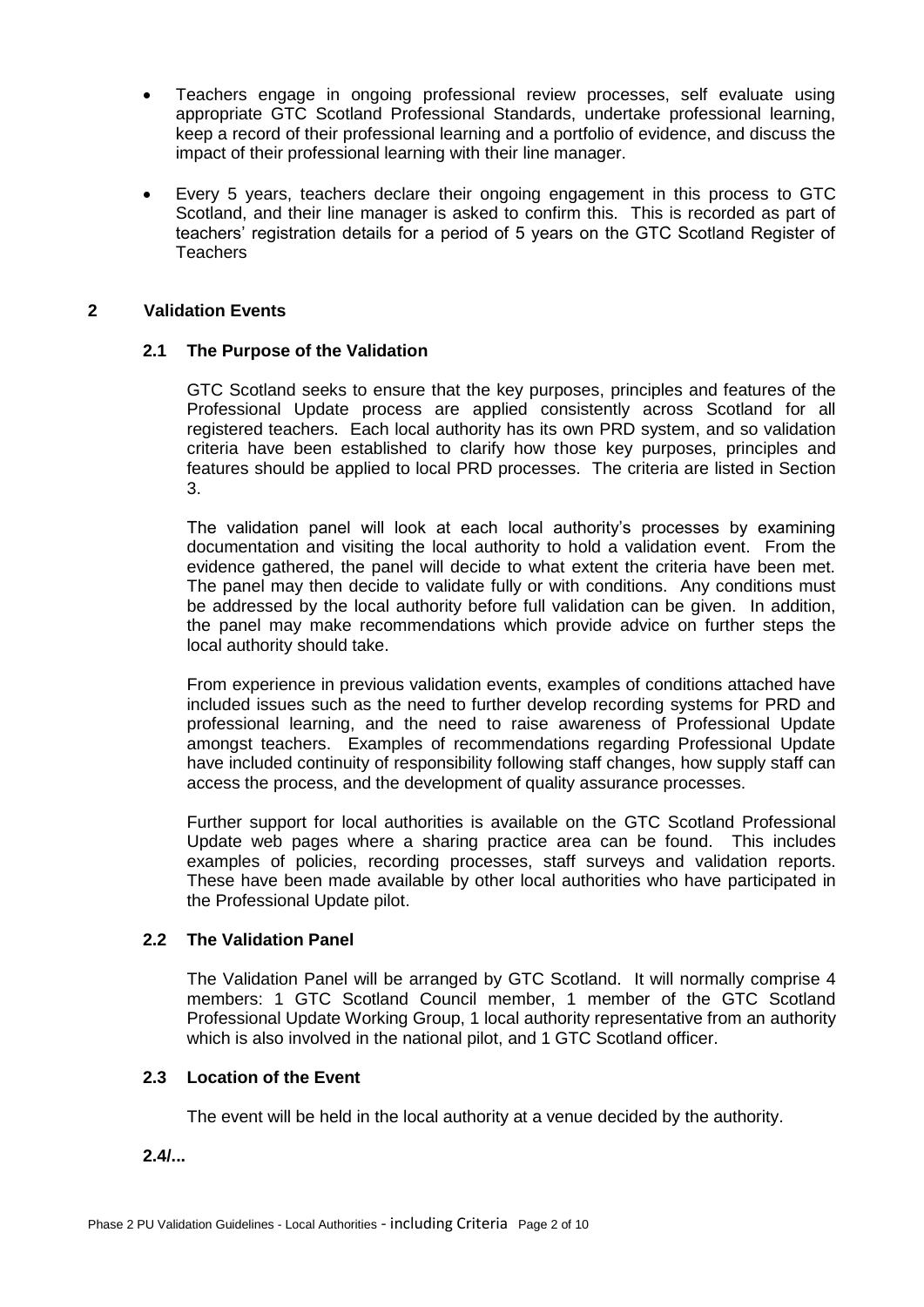- Teachers engage in ongoing professional review processes, self evaluate using appropriate GTC Scotland Professional Standards, undertake professional learning, keep a record of their professional learning and a portfolio of evidence, and discuss the impact of their professional learning with their line manager.
- Every 5 years, teachers declare their ongoing engagement in this process to GTC Scotland, and their line manager is asked to confirm this. This is recorded as part of teachers' registration details for a period of 5 years on the GTC Scotland Register of Teachers

## 2 Validation Events

### 2.1 The Purpose of the Validation

GTC Scotland seeks to ensure that the key purposes, principles and features of the Professional Update process are applied consistently across Scotland for all registered teachers. Each local authority has its own PRD system, and so validation criteria have been established to clarify how those key purposes, principles and features should be applied to local PRD processes. The criteria are listed in Section 3.

The validation panel will look at each local authority's processes by examining documentation and visiting the local authority to hold a validation event. From the evidence gathered, the panel will decide to what extent the criteria have been met. The panel may then decide to validate fully or with conditions. Any conditions must be addressed by the local authority before full validation can be given. In addition, the panel may make recommendations which provide advice on further steps the local authority should take.

From experience in previous validation events, examples of conditions attached have included issues such as the need to further develop recording systems for PRD and professional learning, and the need to raise awareness of Professional Update amongst teachers. Examples of recommendations regarding Professional Update have included continuity of responsibility following staff changes, how supply staff can access the process, and the development of quality assurance processes.

Further support for local authorities is available on the GTC Scotland Professional Update web pages where a sharing practice area can be found. This includes examples of policies, recording processes, staff surveys and validation reports. These have been made available by other local authorities who have participated in the Professional Update pilot.

### 2.2 The Validation Panel

The Validation Panel will be arranged by GTC Scotland. It will normally comprise 4 members: 1 GTC Scotland Council member, 1 member of the GTC Scotland Professional Update Working Group, 1 local authority representative from an authority which is also involved in the national pilot, and 1 GTC Scotland officer.

### 2.3 Location of the Event

The event will be held in the local authority at a venue decided by the authority.

**2.4/...**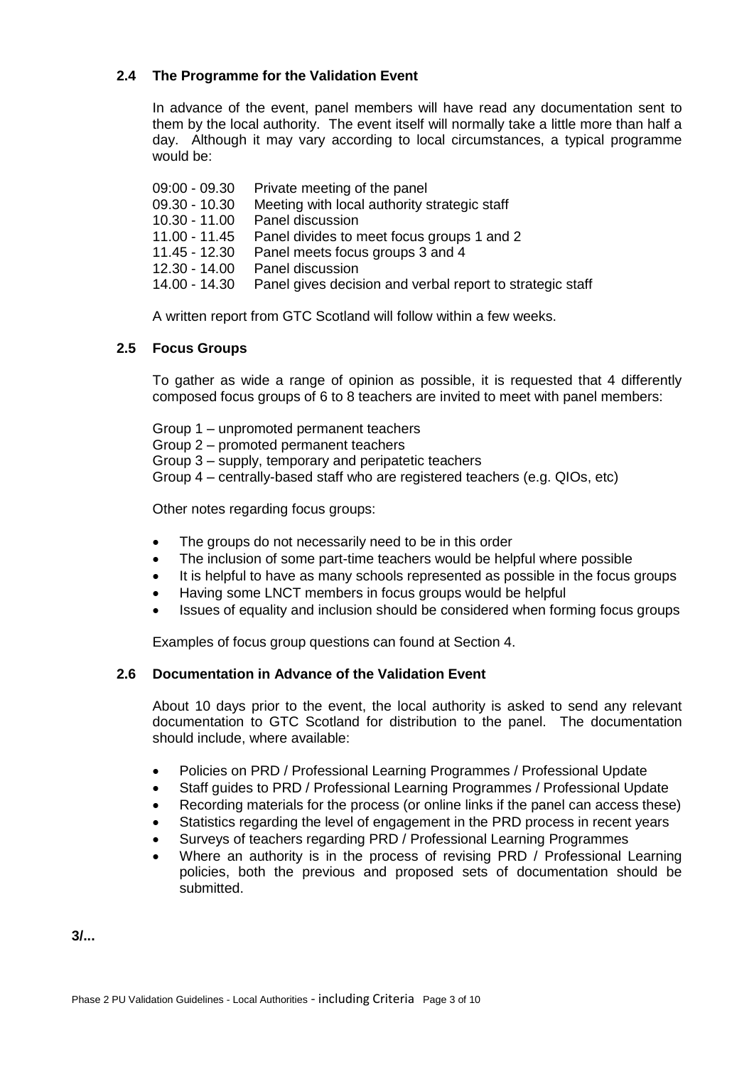### 2.4 The Programme for the Validation Event

In advance of the event, panel members will have read any documentation sent to them by the local authority. The event itself will normally take a little more than half a day. Although it may vary according to local circumstances, a typical programme would be:

| | |
|---|---|
| 09:00 - 09.30 | Private meeting of the panel |
| 09.30 - 10.30 | Meeting with local authority strategic staff |
| 10.30 - 11.00 | Panel discussion |
| 11.00 - 11.45 | Panel divides to meet focus groups 1 and 2 |
| 11.45 - 12.30 | Panel meets focus groups 3 and 4 |
| 12.30 - 14.00 | Panel discussion |
| 14.00 - 14.30 | Panel gives decision and verbal report to strategic staff |

A written report from GTC Scotland will follow within a few weeks.

### 2.5 Focus Groups

To gather as wide a range of opinion as possible, it is requested that 4 differently composed focus groups of 6 to 8 teachers are invited to meet with panel members:

Group 1 – unpromoted permanent teachers
Group 2 – promoted permanent teachers
Group 3 – supply, temporary and peripatetic teachers
Group 4 – centrally-based staff who are registered teachers (e.g. QIOs, etc)

Other notes regarding focus groups:

- The groups do not necessarily need to be in this order
- The inclusion of some part-time teachers would be helpful where possible
- It is helpful to have as many schools represented as possible in the focus groups
- Having some LNCT members in focus groups would be helpful
- Issues of equality and inclusion should be considered when forming focus groups

Examples of focus group questions can found at Section 4.

### 2.6 Documentation in Advance of the Validation Event

About 10 days prior to the event, the local authority is asked to send any relevant documentation to GTC Scotland for distribution to the panel. The documentation should include, where available:

- Policies on PRD / Professional Learning Programmes / Professional Update
- Staff guides to PRD / Professional Learning Programmes / Professional Update
- Recording materials for the process (or online links if the panel can access these)
- Statistics regarding the level of engagement in the PRD process in recent years
- Surveys of teachers regarding PRD / Professional Learning Programmes
- Where an authority is in the process of revising PRD / Professional Learning policies, both the previous and proposed sets of documentation should be submitted.

**3/...**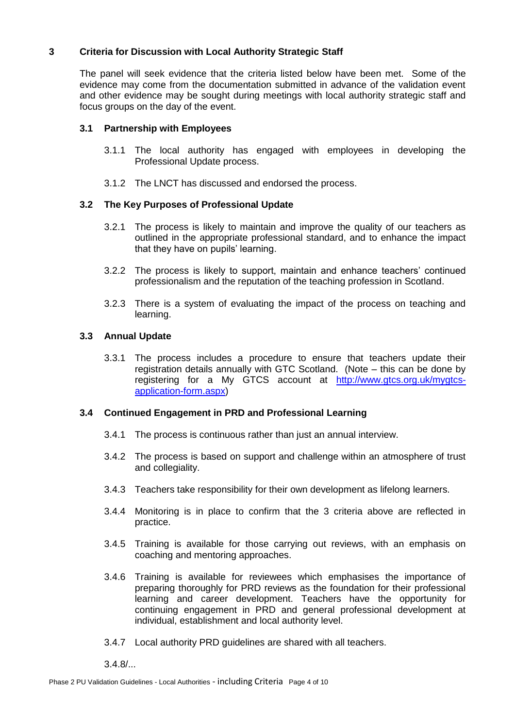## 3 Criteria for Discussion with Local Authority Strategic Staff

The panel will seek evidence that the criteria listed below have been met. Some of the evidence may come from the documentation submitted in advance of the validation event and other evidence may be sought during meetings with local authority strategic staff and focus groups on the day of the event.

### 3.1 Partnership with Employees

3.1.1 The local authority has engaged with employees in developing the Professional Update process.

3.1.2 The LNCT has discussed and endorsed the process.

### 3.2 The Key Purposes of Professional Update

3.2.1 The process is likely to maintain and improve the quality of our teachers as outlined in the appropriate professional standard, and to enhance the impact that they have on pupils' learning.

3.2.2 The process is likely to support, maintain and enhance teachers' continued professionalism and the reputation of the teaching profession in Scotland.

3.2.3 There is a system of evaluating the impact of the process on teaching and learning.

### 3.3 Annual Update

3.3.1 The process includes a procedure to ensure that teachers update their registration details annually with GTC Scotland. (Note – this can be done by registering for a My GTCS account at [http://www.gtcs.org.uk/mygtcs-application-form.aspx](http://www.gtcs.org.uk/mygtcs-application-form.aspx))

### 3.4 Continued Engagement in PRD and Professional Learning

3.4.1 The process is continuous rather than just an annual interview.

3.4.2 The process is based on support and challenge within an atmosphere of trust and collegiality.

3.4.3 Teachers take responsibility for their own development as lifelong learners.

3.4.4 Monitoring is in place to confirm that the 3 criteria above are reflected in practice.

3.4.5 Training is available for those carrying out reviews, with an emphasis on coaching and mentoring approaches.

3.4.6 Training is available for reviewees which emphasises the importance of preparing thoroughly for PRD reviews as the foundation for their professional learning and career development. Teachers have the opportunity for continuing engagement in PRD and general professional development at individual, establishment and local authority level.

3.4.7 Local authority PRD guidelines are shared with all teachers.

3.4.8/...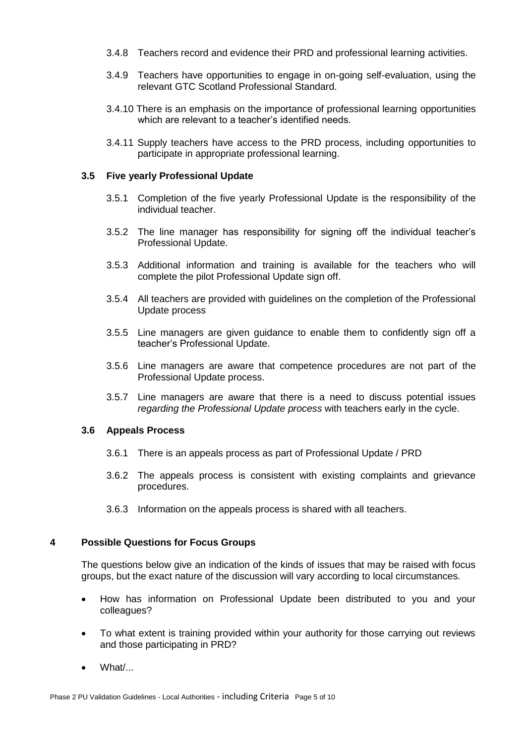3.4.8 Teachers record and evidence their PRD and professional learning activities.

3.4.9 Teachers have opportunities to engage in on-going self-evaluation, using the relevant GTC Scotland Professional Standard.

3.4.10 There is an emphasis on the importance of professional learning opportunities which are relevant to a teacher's identified needs.

3.4.11 Supply teachers have access to the PRD process, including opportunities to participate in appropriate professional learning.

### 3.5 Five yearly Professional Update

3.5.1 Completion of the five yearly Professional Update is the responsibility of the individual teacher.

3.5.2 The line manager has responsibility for signing off the individual teacher's Professional Update.

3.5.3 Additional information and training is available for the teachers who will complete the pilot Professional Update sign off.

3.5.4 All teachers are provided with guidelines on the completion of the Professional Update process

3.5.5 Line managers are given guidance to enable them to confidently sign off a teacher's Professional Update.

3.5.6 Line managers are aware that competence procedures are not part of the Professional Update process.

3.5.7 Line managers are aware that there is a need to discuss potential issues *regarding the Professional Update process* with teachers early in the cycle.

### 3.6 Appeals Process

3.6.1 There is an appeals process as part of Professional Update / PRD

3.6.2 The appeals process is consistent with existing complaints and grievance procedures.

3.6.3 Information on the appeals process is shared with all teachers.

## 4 Possible Questions for Focus Groups

The questions below give an indication of the kinds of issues that may be raised with focus groups, but the exact nature of the discussion will vary according to local circumstances.

- How has information on Professional Update been distributed to you and your colleagues?
- To what extent is training provided within your authority for those carrying out reviews and those participating in PRD?
- What/...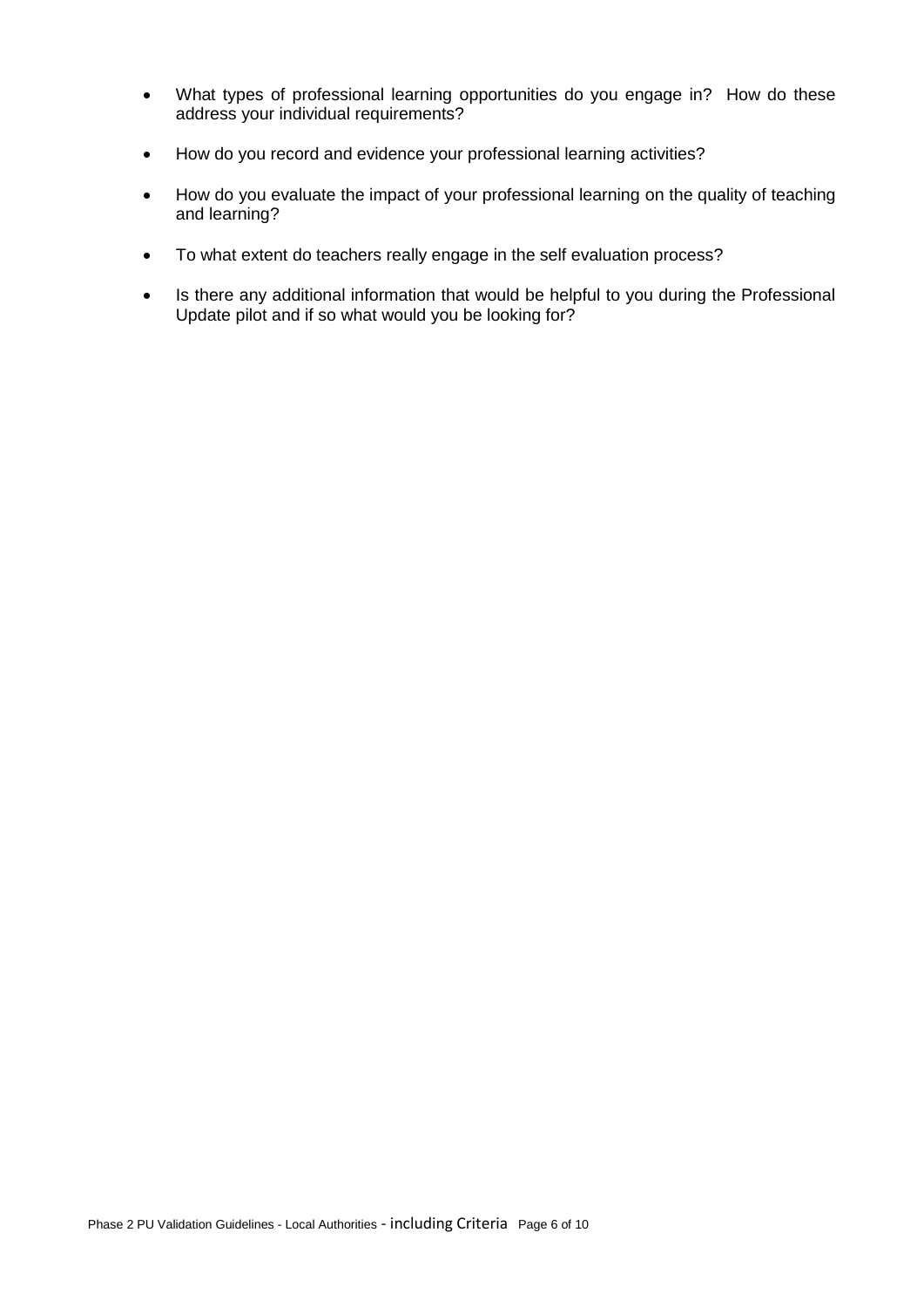- What types of professional learning opportunities do you engage in? How do these address your individual requirements?

- How do you record and evidence your professional learning activities?

- How do you evaluate the impact of your professional learning on the quality of teaching and learning?

- To what extent do teachers really engage in the self evaluation process?

- Is there any additional information that would be helpful to you during the Professional Update pilot and if so what would you be looking for?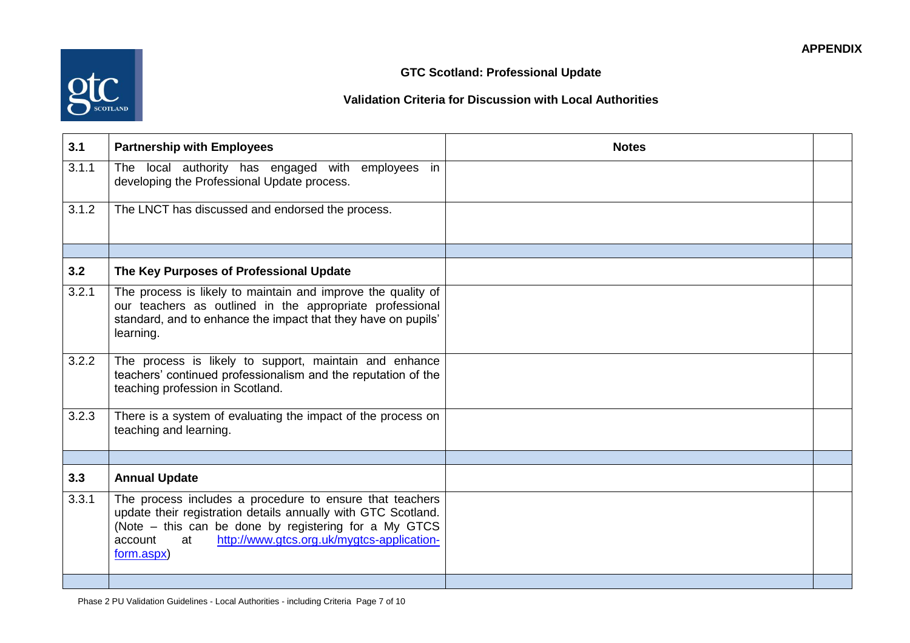**APPENDIX**

## GTC Scotland: Professional Update

### Validation Criteria for Discussion with Local Authorities

| **3.1** | **Partnership with Employees** | **Notes** | |
|---|---|---|---|
| 3.1.1 | The local authority has engaged with employees in developing the Professional Update process. | | |
| 3.1.2 | The LNCT has discussed and endorsed the process. | | |
| | | | |
| **3.2** | **The Key Purposes of Professional Update** | | |
| 3.2.1 | The process is likely to maintain and improve the quality of our teachers as outlined in the appropriate professional standard, and to enhance the impact that they have on pupils' learning. | | |
| 3.2.2 | The process is likely to support, maintain and enhance teachers' continued professionalism and the reputation of the teaching profession in Scotland. | | |
| 3.2.3 | There is a system of evaluating the impact of the process on teaching and learning. | | |
| | | | |
| **3.3** | **Annual Update** | | |
| 3.3.1 | The process includes a procedure to ensure that teachers update their registration details annually with GTC Scotland. (Note – this can be done by registering for a My GTCS account at http://www.gtcs.org.uk/mygtcs-application-form.aspx) | | |
| | | | |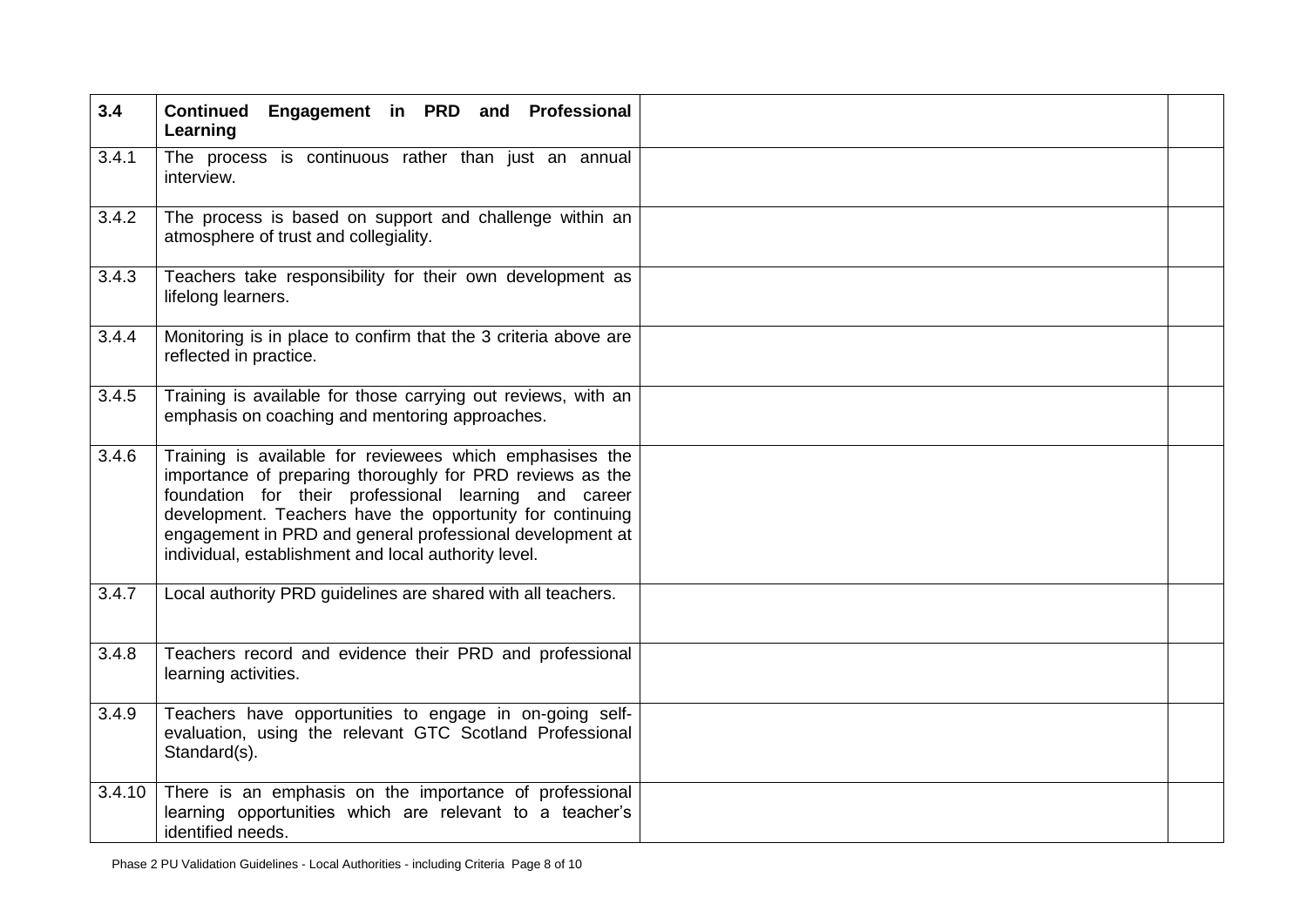| 3.4 | **Continued Engagement in PRD and Professional Learning** | | |
|---|---|---|---|
| 3.4.1 | The process is continuous rather than just an annual interview. | | |
| 3.4.2 | The process is based on support and challenge within an atmosphere of trust and collegiality. | | |
| 3.4.3 | Teachers take responsibility for their own development as lifelong learners. | | |
| 3.4.4 | Monitoring is in place to confirm that the 3 criteria above are reflected in practice. | | |
| 3.4.5 | Training is available for those carrying out reviews, with an emphasis on coaching and mentoring approaches. | | |
| 3.4.6 | Training is available for reviewees which emphasises the importance of preparing thoroughly for PRD reviews as the foundation for their professional learning and career development. Teachers have the opportunity for continuing engagement in PRD and general professional development at individual, establishment and local authority level. | | |
| 3.4.7 | Local authority PRD guidelines are shared with all teachers. | | |
| 3.4.8 | Teachers record and evidence their PRD and professional learning activities. | | |
| 3.4.9 | Teachers have opportunities to engage in on-going self-evaluation, using the relevant GTC Scotland Professional Standard(s). | | |
| 3.4.10 | There is an emphasis on the importance of professional learning opportunities which are relevant to a teacher's identified needs. | | |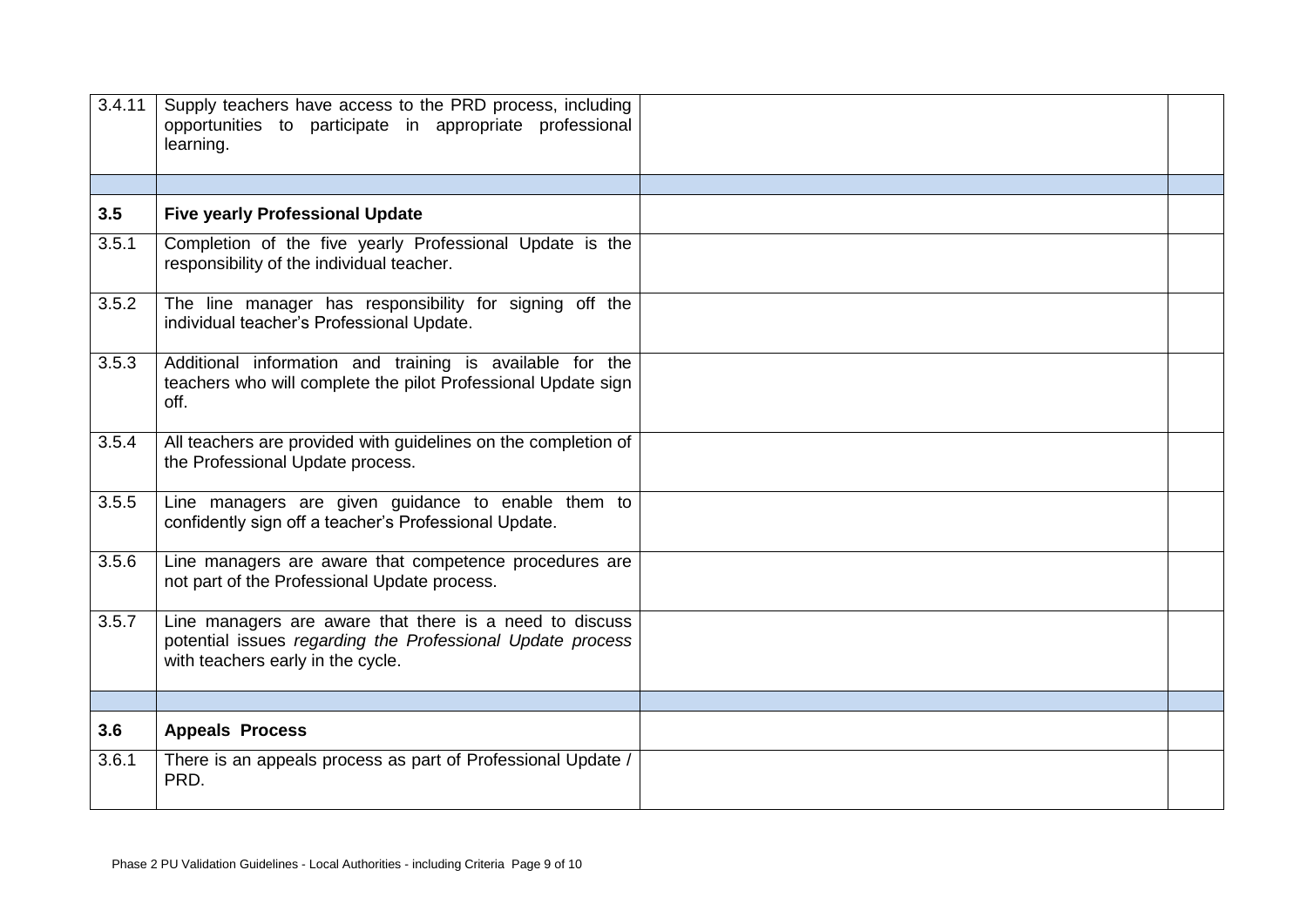| | | | |
|---|---|---|---|
| 3.4.11 | Supply teachers have access to the PRD process, including opportunities to participate in appropriate professional learning. | | |
| | | | |
| **3.5** | **Five yearly Professional Update** | | |
| 3.5.1 | Completion of the five yearly Professional Update is the responsibility of the individual teacher. | | |
| 3.5.2 | The line manager has responsibility for signing off the individual teacher's Professional Update. | | |
| 3.5.3 | Additional information and training is available for the teachers who will complete the pilot Professional Update sign off. | | |
| 3.5.4 | All teachers are provided with guidelines on the completion of the Professional Update process. | | |
| 3.5.5 | Line managers are given guidance to enable them to confidently sign off a teacher's Professional Update. | | |
| 3.5.6 | Line managers are aware that competence procedures are not part of the Professional Update process. | | |
| 3.5.7 | Line managers are aware that there is a need to discuss potential issues *regarding the Professional Update process* with teachers early in the cycle. | | |
| | | | |
| **3.6** | **Appeals Process** | | |
| 3.6.1 | There is an appeals process as part of Professional Update / PRD. | | |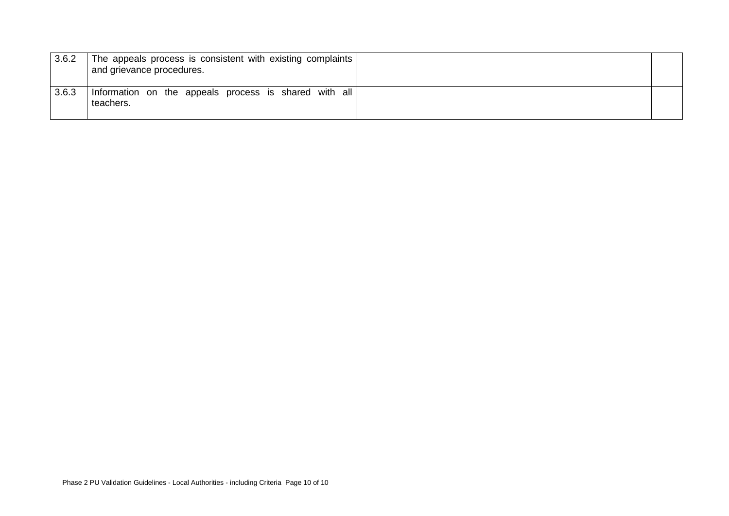| | | | |
|---|---|---|---|
| 3.6.2 | The appeals process is consistent with existing complaints and grievance procedures. | | |
| 3.6.3 | Information on the appeals process is shared with all teachers. | | |